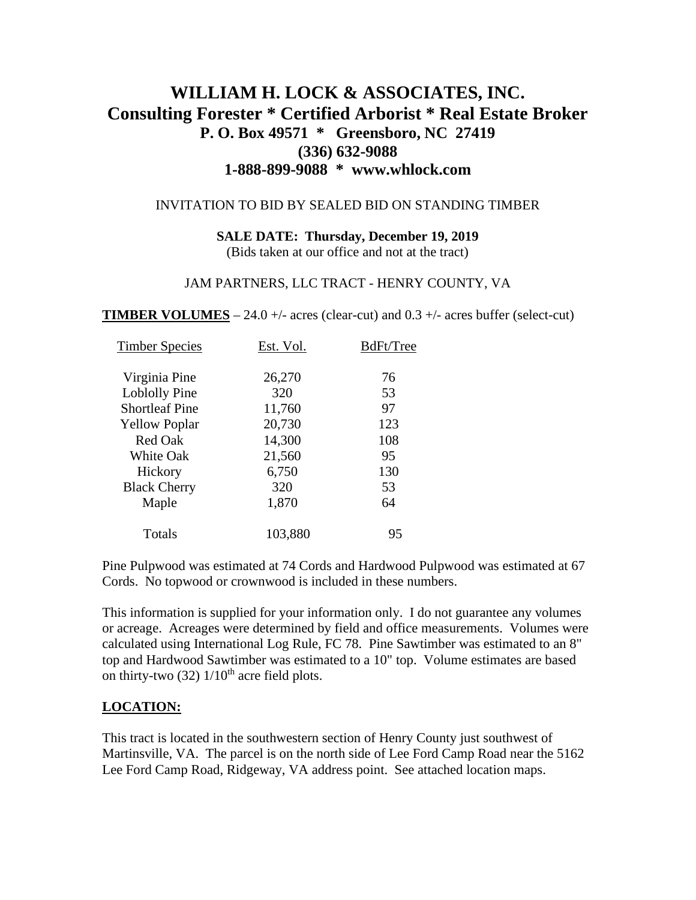# WILLIAM H. LOCK & ASSOCIATES, INC.
## Consulting Forester * Certified Arborist * Real Estate Broker
### P. O. Box 49571 * Greensboro, NC 27419
### (336) 632-9088
### 1-888-899-9088 * www.whlock.com

INVITATION TO BID BY SEALED BID ON STANDING TIMBER

**SALE DATE: Thursday, December 19, 2019**
(Bids taken at our office and not at the tract)

JAM PARTNERS, LLC TRACT - HENRY COUNTY, VA

**TIMBER VOLUMES** – 24.0 +/- acres (clear-cut) and 0.3 +/- acres buffer (select-cut)

| Timber Species | Est. Vol. | BdFt/Tree |
|---|---|---|
| Virginia Pine | 26,270 | 76 |
| Loblolly Pine | 320 | 53 |
| Shortleaf Pine | 11,760 | 97 |
| Yellow Poplar | 20,730 | 123 |
| Red Oak | 14,300 | 108 |
| White Oak | 21,560 | 95 |
| Hickory | 6,750 | 130 |
| Black Cherry | 320 | 53 |
| Maple | 1,870 | 64 |
| Totals | 103,880 | 95 |

Pine Pulpwood was estimated at 74 Cords and Hardwood Pulpwood was estimated at 67 Cords. No topwood or crownwood is included in these numbers.

This information is supplied for your information only. I do not guarantee any volumes or acreage. Acreages were determined by field and office measurements. Volumes were calculated using International Log Rule, FC 78. Pine Sawtimber was estimated to an 8" top and Hardwood Sawtimber was estimated to a 10" top. Volume estimates are based on thirty-two (32) 1/10th acre field plots.

**LOCATION:**

This tract is located in the southwestern section of Henry County just southwest of Martinsville, VA. The parcel is on the north side of Lee Ford Camp Road near the 5162 Lee Ford Camp Road, Ridgeway, VA address point. See attached location maps.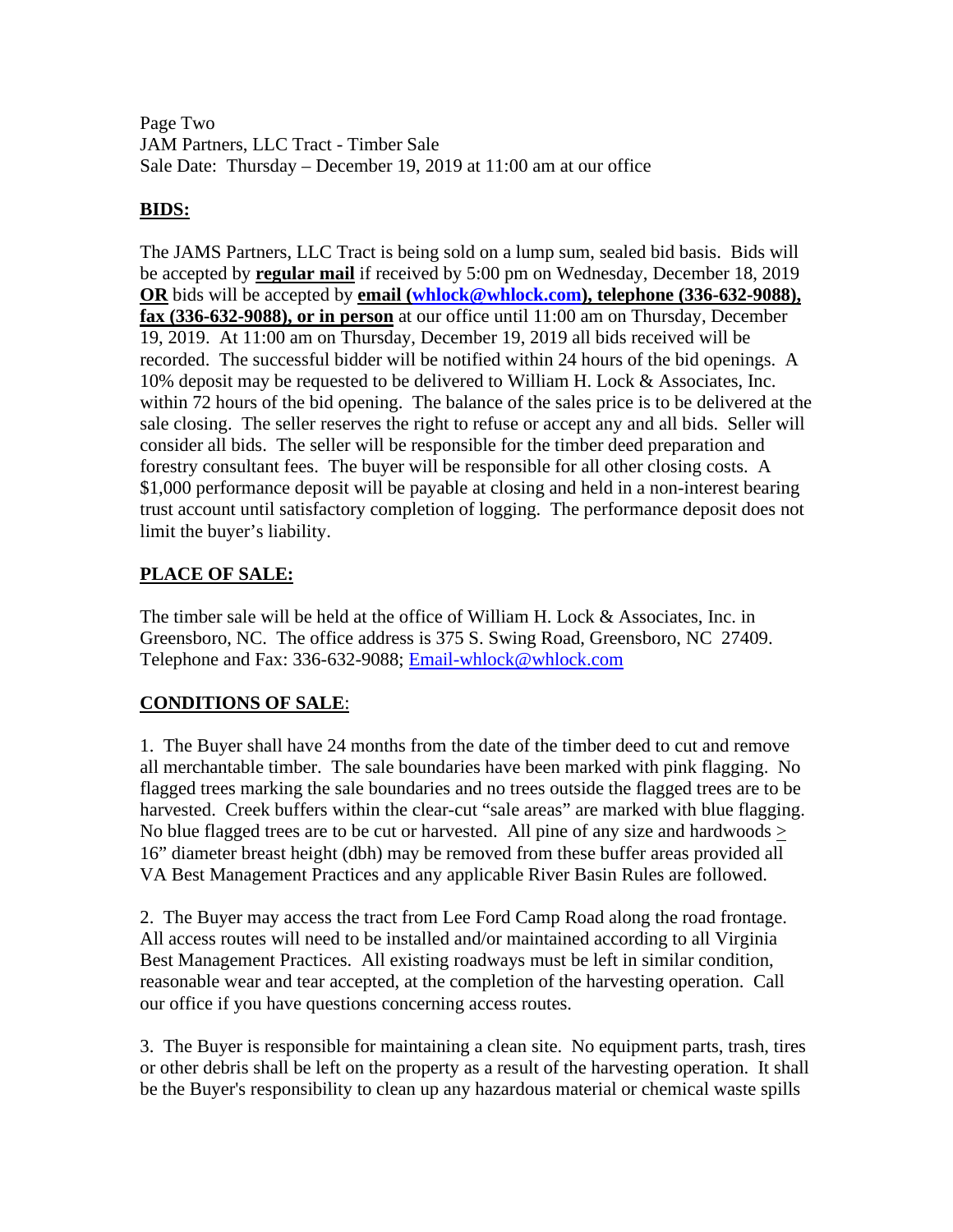Page Two
JAM Partners, LLC Tract - Timber Sale
Sale Date: Thursday – December 19, 2019 at 11:00 am at our office

## BIDS:

The JAMS Partners, LLC Tract is being sold on a lump sum, sealed bid basis. Bids will be accepted by **regular mail** if received by 5:00 pm on Wednesday, December 18, 2019 **OR** bids will be accepted by **email (whlock@whlock.com), telephone (336-632-9088), fax (336-632-9088), or in person** at our office until 11:00 am on Thursday, December 19, 2019. At 11:00 am on Thursday, December 19, 2019 all bids received will be recorded. The successful bidder will be notified within 24 hours of the bid openings. A 10% deposit may be requested to be delivered to William H. Lock & Associates, Inc. within 72 hours of the bid opening. The balance of the sales price is to be delivered at the sale closing. The seller reserves the right to refuse or accept any and all bids. Seller will consider all bids. The seller will be responsible for the timber deed preparation and forestry consultant fees. The buyer will be responsible for all other closing costs. A $1,000 performance deposit will be payable at closing and held in a non-interest bearing trust account until satisfactory completion of logging. The performance deposit does not limit the buyer's liability.

## PLACE OF SALE:

The timber sale will be held at the office of William H. Lock & Associates, Inc. in Greensboro, NC. The office address is 375 S. Swing Road, Greensboro, NC 27409. Telephone and Fax: 336-632-9088; Email-whlock@whlock.com

## CONDITIONS OF SALE:

1. The Buyer shall have 24 months from the date of the timber deed to cut and remove all merchantable timber. The sale boundaries have been marked with pink flagging. No flagged trees marking the sale boundaries and no trees outside the flagged trees are to be harvested. Creek buffers within the clear-cut "sale areas" are marked with blue flagging. No blue flagged trees are to be cut or harvested. All pine of any size and hardwoods ≥ 16" diameter breast height (dbh) may be removed from these buffer areas provided all VA Best Management Practices and any applicable River Basin Rules are followed.

2. The Buyer may access the tract from Lee Ford Camp Road along the road frontage. All access routes will need to be installed and/or maintained according to all Virginia Best Management Practices. All existing roadways must be left in similar condition, reasonable wear and tear accepted, at the completion of the harvesting operation. Call our office if you have questions concerning access routes.

3. The Buyer is responsible for maintaining a clean site. No equipment parts, trash, tires or other debris shall be left on the property as a result of the harvesting operation. It shall be the Buyer's responsibility to clean up any hazardous material or chemical waste spills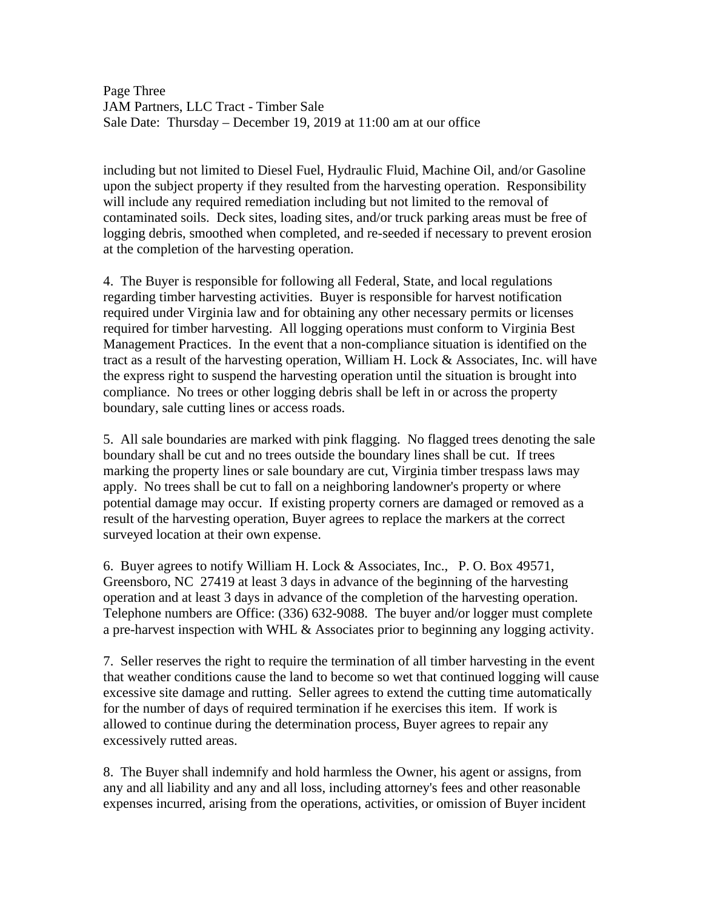including but not limited to Diesel Fuel, Hydraulic Fluid, Machine Oil, and/or Gasoline upon the subject property if they resulted from the harvesting operation. Responsibility will include any required remediation including but not limited to the removal of contaminated soils. Deck sites, loading sites, and/or truck parking areas must be free of logging debris, smoothed when completed, and re-seeded if necessary to prevent erosion at the completion of the harvesting operation.

4. The Buyer is responsible for following all Federal, State, and local regulations regarding timber harvesting activities. Buyer is responsible for harvest notification required under Virginia law and for obtaining any other necessary permits or licenses required for timber harvesting. All logging operations must conform to Virginia Best Management Practices. In the event that a non-compliance situation is identified on the tract as a result of the harvesting operation, William H. Lock & Associates, Inc. will have the express right to suspend the harvesting operation until the situation is brought into compliance. No trees or other logging debris shall be left in or across the property boundary, sale cutting lines or access roads.

5. All sale boundaries are marked with pink flagging. No flagged trees denoting the sale boundary shall be cut and no trees outside the boundary lines shall be cut. If trees marking the property lines or sale boundary are cut, Virginia timber trespass laws may apply. No trees shall be cut to fall on a neighboring landowner's property or where potential damage may occur. If existing property corners are damaged or removed as a result of the harvesting operation, Buyer agrees to replace the markers at the correct surveyed location at their own expense.

6. Buyer agrees to notify William H. Lock & Associates, Inc., P. O. Box 49571, Greensboro, NC 27419 at least 3 days in advance of the beginning of the harvesting operation and at least 3 days in advance of the completion of the harvesting operation. Telephone numbers are Office: (336) 632-9088. The buyer and/or logger must complete a pre-harvest inspection with WHL & Associates prior to beginning any logging activity.

7. Seller reserves the right to require the termination of all timber harvesting in the event that weather conditions cause the land to become so wet that continued logging will cause excessive site damage and rutting. Seller agrees to extend the cutting time automatically for the number of days of required termination if he exercises this item. If work is allowed to continue during the determination process, Buyer agrees to repair any excessively rutted areas.

8. The Buyer shall indemnify and hold harmless the Owner, his agent or assigns, from any and all liability and any and all loss, including attorney's fees and other reasonable expenses incurred, arising from the operations, activities, or omission of Buyer incident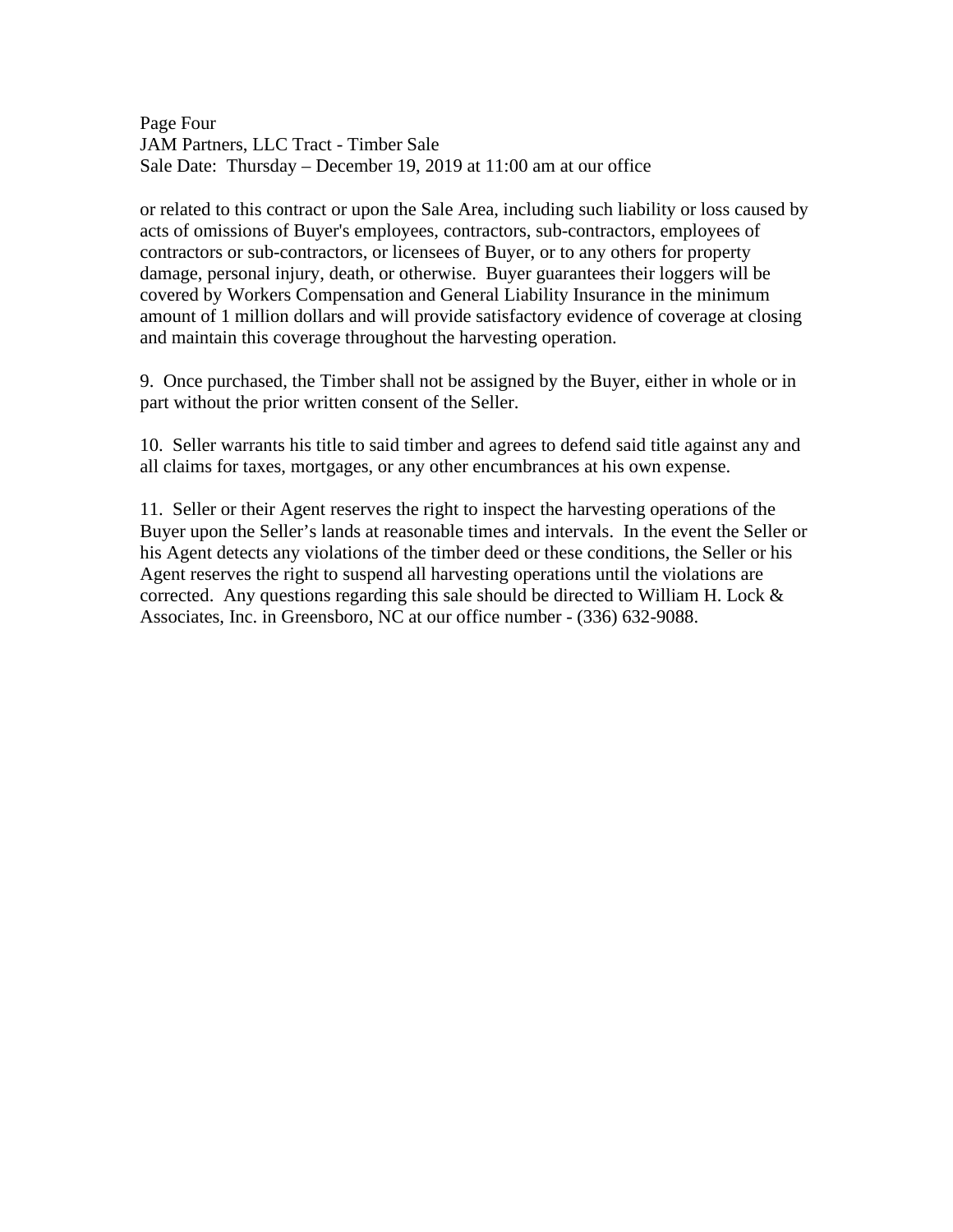or related to this contract or upon the Sale Area, including such liability or loss caused by acts of omissions of Buyer's employees, contractors, sub-contractors, employees of contractors or sub-contractors, or licensees of Buyer, or to any others for property damage, personal injury, death, or otherwise. Buyer guarantees their loggers will be covered by Workers Compensation and General Liability Insurance in the minimum amount of 1 million dollars and will provide satisfactory evidence of coverage at closing and maintain this coverage throughout the harvesting operation.

9. Once purchased, the Timber shall not be assigned by the Buyer, either in whole or in part without the prior written consent of the Seller.

10. Seller warrants his title to said timber and agrees to defend said title against any and all claims for taxes, mortgages, or any other encumbrances at his own expense.

11. Seller or their Agent reserves the right to inspect the harvesting operations of the Buyer upon the Seller's lands at reasonable times and intervals. In the event the Seller or his Agent detects any violations of the timber deed or these conditions, the Seller or his Agent reserves the right to suspend all harvesting operations until the violations are corrected. Any questions regarding this sale should be directed to William H. Lock & Associates, Inc. in Greensboro, NC at our office number - (336) 632-9088.